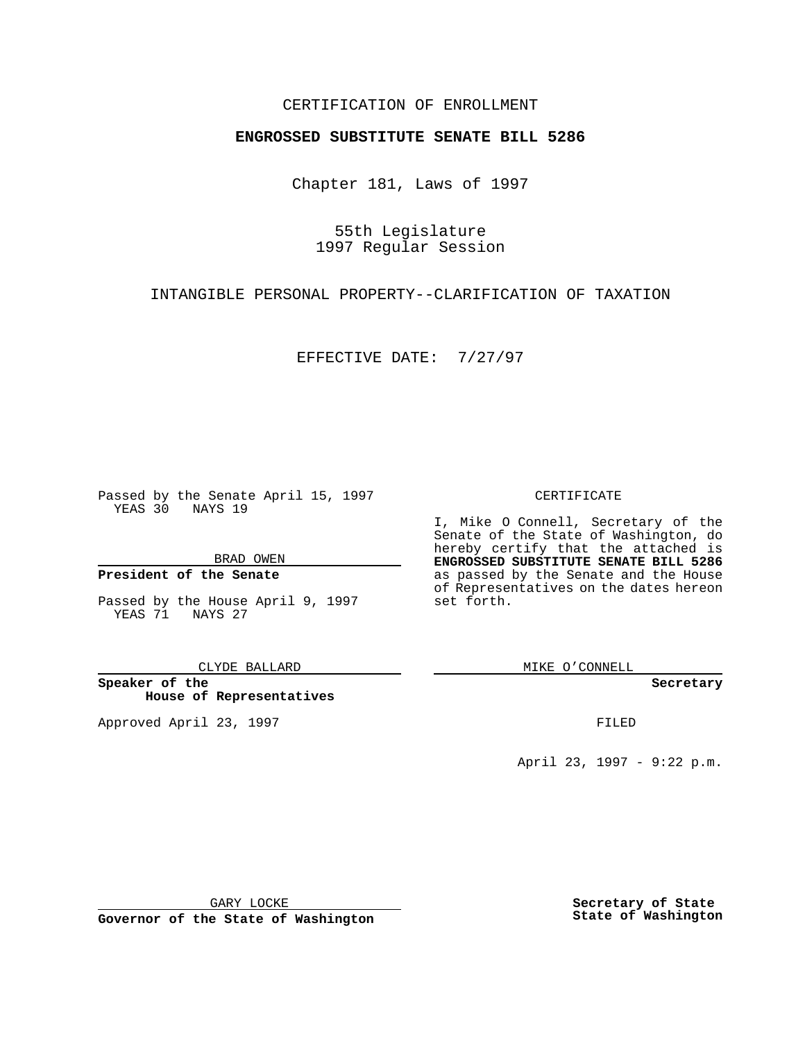CERTIFICATION OF ENROLLMENT

**ENGROSSED SUBSTITUTE SENATE BILL 5286**

Chapter 181, Laws of 1997

55th Legislature
1997 Regular Session

INTANGIBLE PERSONAL PROPERTY--CLARIFICATION OF TAXATION

EFFECTIVE DATE: 7/27/97

Passed by the Senate April 15, 1997
YEAS 30 NAYS 19

BRAD OWEN

**President of the Senate**

Passed by the House April 9, 1997
YEAS 71 NAYS 27

CLYDE BALLARD

**Speaker of the House of Representatives**

Approved April 23, 1997

GARY LOCKE

**Governor of the State of Washington**

CERTIFICATE

I, Mike O Connell, Secretary of the Senate of the State of Washington, do hereby certify that the attached is **ENGROSSED SUBSTITUTE SENATE BILL 5286** as passed by the Senate and the House of Representatives on the dates hereon set forth.

MIKE O'CONNELL

**Secretary**

FILED

April 23, 1997 - 9:22 p.m.

**Secretary of State**
**State of Washington**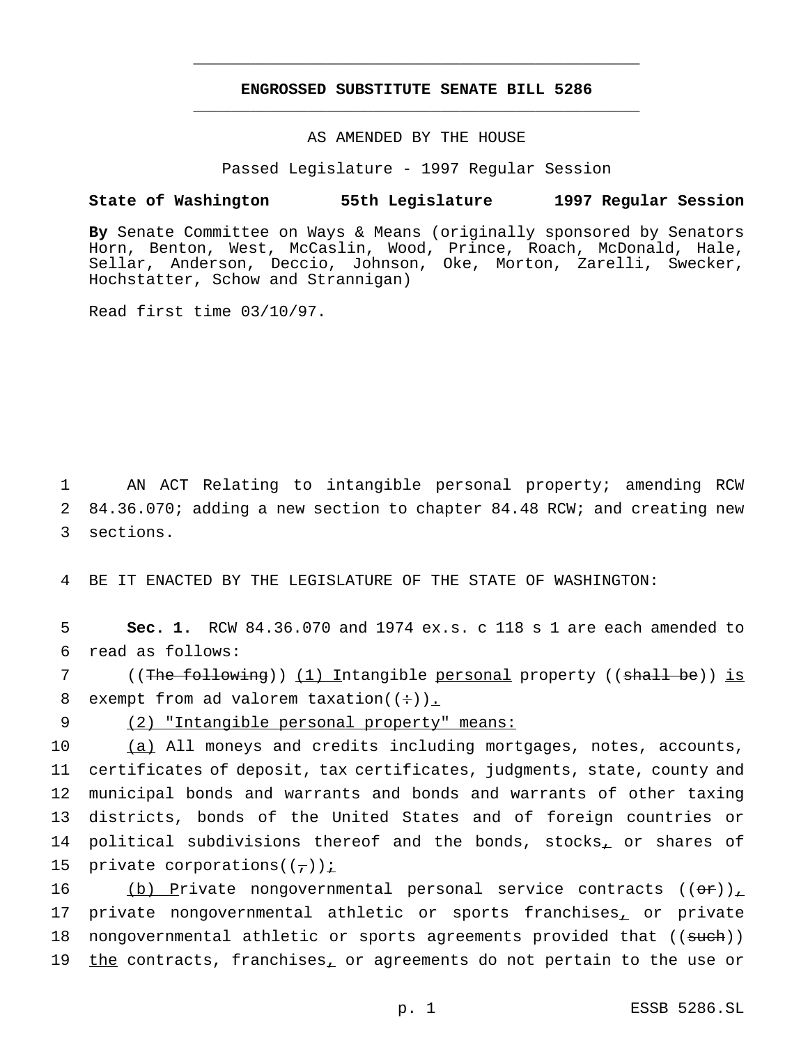# ENGROSSED SUBSTITUTE SENATE BILL 5286

AS AMENDED BY THE HOUSE

Passed Legislature - 1997 Regular Session

**State of Washington 55th Legislature 1997 Regular Session**

**By** Senate Committee on Ways & Means (originally sponsored by Senators Horn, Benton, West, McCaslin, Wood, Prince, Roach, McDonald, Hale, Sellar, Anderson, Deccio, Johnson, Oke, Morton, Zarelli, Swecker, Hochstatter, Schow and Strannigan)

Read first time 03/10/97.

1 AN ACT Relating to intangible personal property; amending RCW
2 84.36.070; adding a new section to chapter 84.48 RCW; and creating new
3 sections.

4 BE IT ENACTED BY THE LEGISLATURE OF THE STATE OF WASHINGTON:

5 **Sec. 1.** RCW 84.36.070 and 1974 ex.s. c 118 s 1 are each amended to
6 read as follows:

7 ((~~The following~~)) <u>(1) I</u>ntangible <u>personal</u> property ((~~shall be~~)) <u>is</u>
8 exempt from ad valorem taxation((~~:~~))<u>.</u>

9 <u>(2) "Intangible personal property" means:</u>

10 <u>(a)</u> All moneys and credits including mortgages, notes, accounts,
11 certificates of deposit, tax certificates, judgments, state, county and
12 municipal bonds and warrants and bonds and warrants of other taxing
13 districts, bonds of the United States and of foreign countries or
14 political subdivisions thereof and the bonds, stocks<u>,</u> or shares of
15 private corporations((~~,~~))<u>;</u>

16 <u>(b) P</u>rivate nongovernmental personal service contracts ((~~or~~))<u>,</u>
17 private nongovernmental athletic or sports franchises<u>,</u> or private
18 nongovernmental athletic or sports agreements provided that ((~~such~~))
19 <u>the</u> contracts, franchises<u>,</u> or agreements do not pertain to the use or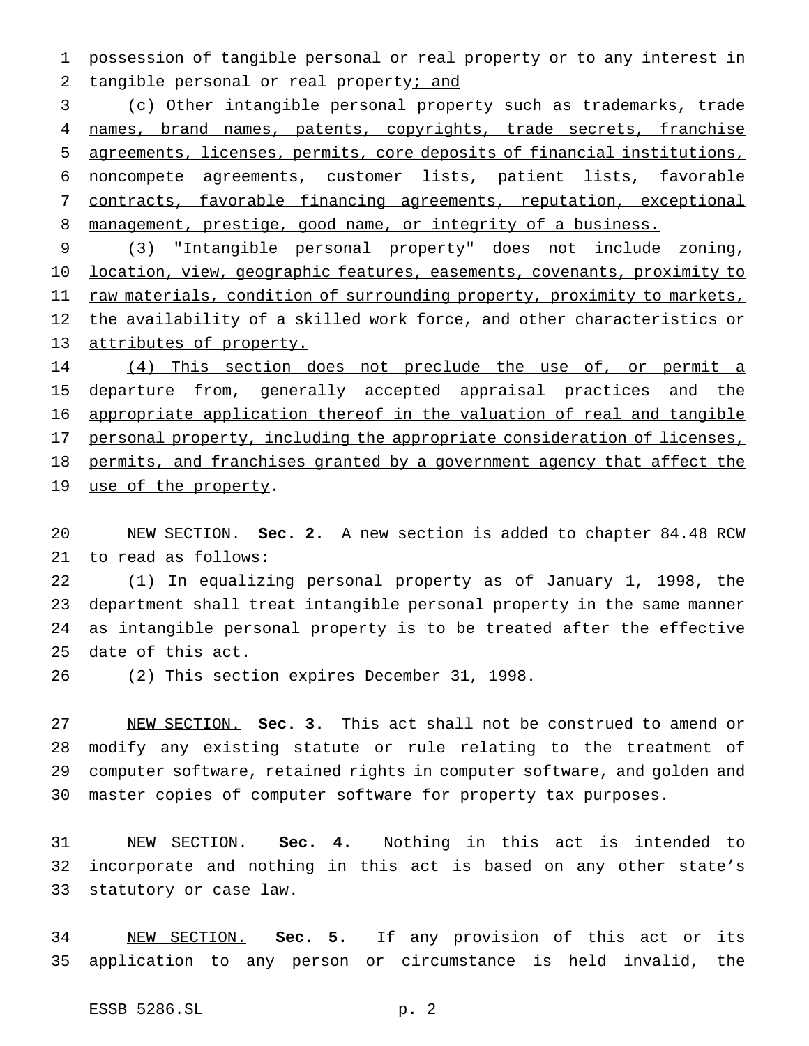possession of tangible personal or real property or to any interest in tangible personal or real property; and

(c) Other intangible personal property such as trademarks, trade names, brand names, patents, copyrights, trade secrets, franchise agreements, licenses, permits, core deposits of financial institutions, noncompete agreements, customer lists, patient lists, favorable contracts, favorable financing agreements, reputation, exceptional management, prestige, good name, or integrity of a business.

(3) "Intangible personal property" does not include zoning, location, view, geographic features, easements, covenants, proximity to raw materials, condition of surrounding property, proximity to markets, the availability of a skilled work force, and other characteristics or attributes of property.

(4) This section does not preclude the use of, or permit a departure from, generally accepted appraisal practices and the appropriate application thereof in the valuation of real and tangible personal property, including the appropriate consideration of licenses, permits, and franchises granted by a government agency that affect the use of the property.

NEW SECTION. **Sec. 2.** A new section is added to chapter 84.48 RCW to read as follows:

(1) In equalizing personal property as of January 1, 1998, the department shall treat intangible personal property in the same manner as intangible personal property is to be treated after the effective date of this act.

(2) This section expires December 31, 1998.

NEW SECTION. **Sec. 3.** This act shall not be construed to amend or modify any existing statute or rule relating to the treatment of computer software, retained rights in computer software, and golden and master copies of computer software for property tax purposes.

NEW SECTION. **Sec. 4.** Nothing in this act is intended to incorporate and nothing in this act is based on any other state's statutory or case law.

NEW SECTION. **Sec. 5.** If any provision of this act or its application to any person or circumstance is held invalid, the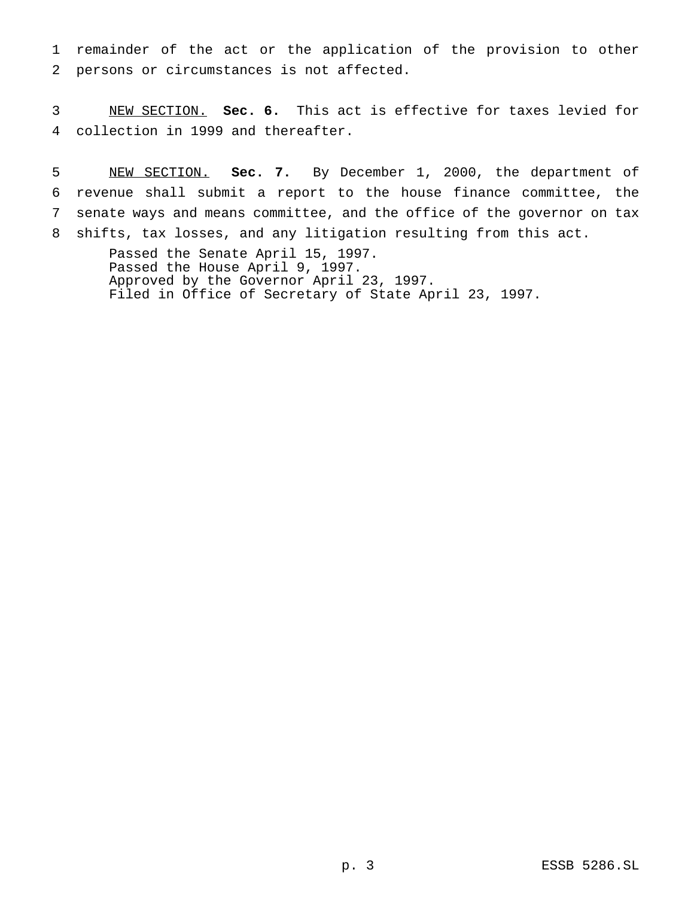remainder of the act or the application of the provision to other persons or circumstances is not affected.

NEW SECTION. **Sec. 6.** This act is effective for taxes levied for collection in 1999 and thereafter.

NEW SECTION. **Sec. 7.** By December 1, 2000, the department of revenue shall submit a report to the house finance committee, the senate ways and means committee, and the office of the governor on tax shifts, tax losses, and any litigation resulting from this act.

Passed the Senate April 15, 1997.
Passed the House April 9, 1997.
Approved by the Governor April 23, 1997.
Filed in Office of Secretary of State April 23, 1997.